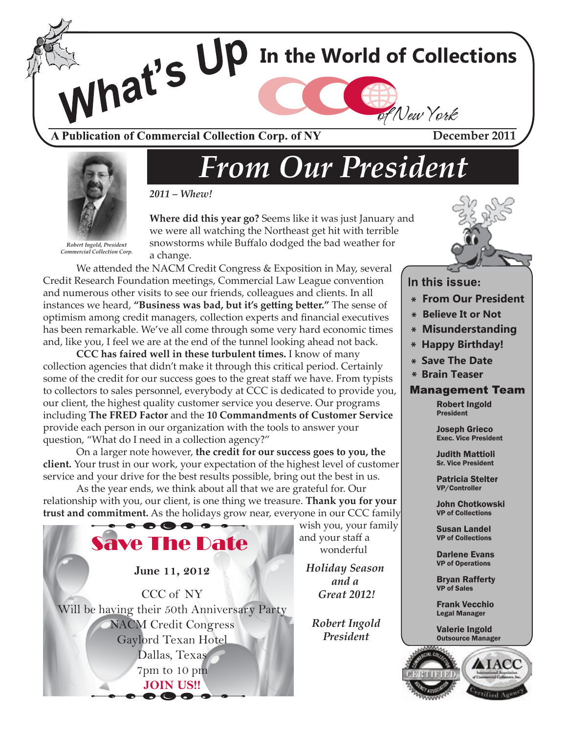# What's Up In the World of Collections

CCC of New York

**A Publication of Commercial Collection Corp. of NY** — **December 2011**

*Robert Ingold, President*
*Commercial Collection Corp.*

# *From Our President*

***2011 – Whew!***

**Where did this year go?** Seems like it was just January and we were all watching the Northeast get hit with terrible snowstorms while Buffalo dodged the bad weather for a change.

We attended the NACM Credit Congress & Exposition in May, several Credit Research Foundation meetings, Commercial Law League convention and numerous other visits to see our friends, colleagues and clients. In all instances we heard, **"Business was bad, but it's getting better."** The sense of optimism among credit managers, collection experts and financial executives has been remarkable. We've all come through some very hard economic times and, like you, I feel we are at the end of the tunnel looking ahead not back.

**CCC has faired well in these turbulent times.** I know of many collection agencies that didn't make it through this critical period. Certainly some of the credit for our success goes to the great staff we have. From typists to collectors to sales personnel, everybody at CCC is dedicated to provide you, our client, the highest quality customer service you deserve. Our programs including **The FRED Factor** and the **10 Commandments of Customer Service** provide each person in our organization with the tools to answer your question, "What do I need in a collection agency?"

On a larger note however, **the credit for our success goes to you, the client.** Your trust in our work, your expectation of the highest level of customer service and your drive for the best results possible, bring out the best in us.

As the year ends, we think about all that we are grateful for. Our relationship with you, our client, is one thing we treasure. **Thank you for your trust and commitment.** As the holidays grow near, everyone in our CCC family wish you, your family and your staff a wonderful

*Holiday Season and a Great 2012!*

*Robert Ingold*
*President*

## Save The Date

**June 11, 2012**

CCC of NY
Will be having their 50th Anniversary Party
NACM Credit Congress
Gaylord Texan Hotel
Dallas, Texas
7pm to 10 pm
**JOIN US!!**

## In this issue:

* From Our President
* Believe It or Not
* Misunderstanding
* Happy Birthday!
* Save The Date
* Brain Teaser

## Management Team

**Robert Ingold**
President

**Joseph Grieco**
Exec. Vice President

**Judith Mattioli**
Sr. Vice President

**Patricia Stelter**
VP/Controller

**John Chotkowski**
VP of Collections

**Susan Landel**
VP of Collections

**Darlene Evans**
VP of Operations

**Bryan Rafferty**
VP of Sales

**Frank Vecchio**
Legal Manager

**Valerie Ingold**
Outsource Manager

Commercial Collection Agency Association — Certified
IACC — International Association of Commercial Collectors, Inc. — Certified Agency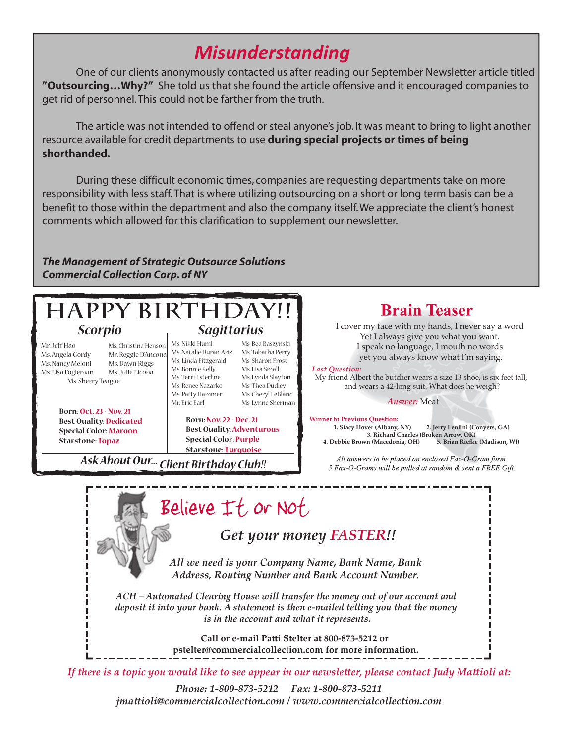# Misunderstanding

One of our clients anonymously contacted us after reading our September Newsletter article titled **"Outsourcing…Why?"** She told us that she found the article offensive and it encouraged companies to get rid of personnel. This could not be farther from the truth.

The article was not intended to offend or steal anyone's job. It was meant to bring to light another resource available for credit departments to use **during special projects or times of being shorthanded.**

During these difficult economic times, companies are requesting departments take on more responsibility with less staff. That is where utilizing outsourcing on a short or long term basis can be a benefit to those within the department and also the company itself. We appreciate the client's honest comments which allowed for this clarification to supplement our newsletter.

***The Management of Strategic Outsource Solutions***
***Commercial Collection Corp. of NY***

# HAPPY BIRTHDAY!!

## Scorpio

Mr. Jeff Hao
Ms. Angela Gordy
Ms. Nancy Meloni
Ms. Lisa Fogleman
Ms. Christina Henson
Mr. Reggie D'Ancona
Ms. Dawn Riggs
Ms. Julie Licona
Ms. Sherry Teague

**Born:** Oct. 23 - Nov. 21
**Best Quality:** Dedicated
**Special Color:** Maroon
**Starstone:** Topaz

## Sagittarius

Ms. Nikki Huml
Ms. Natalie Duran-Ariz
Ms. Linda Fitzgerald
Ms. Bonnie Kelly
Ms. Terri Esterline
Ms. Renee Nazarko
Ms. Patty Hammer
Mr. Eric Earl
Ms. Bea Baszynski
Ms. Tabatha Perry
Ms. Sharon Frost
Ms. Lisa Small
Ms. Lynda Slayton
Ms. Thea Dudley
Ms. Cheryl LeBlanc
Ms. Lynne Sherman

**Born:** Nov. 22 - Dec. 21
**Best Quality:** Adventurous
**Special Color:** Purple
**Starstone:** Turquoise

*Ask About Our... Client Birthday Club!!*

# Brain Teaser

I cover my face with my hands, I never say a word
Yet I always give you what you want.
I speak no language, I mouth no words
yet you always know what I'm saying.

***Last Question:***
My friend Albert the butcher wears a size 13 shoe, is six feet tall, and wears a 42-long suit. What does he weigh?

***Answer:*** Meat

**Winner to Previous Question:**
1. Stacy Hover (Albany, NY)
2. Jerry Lentini (Conyers, GA)
3. Richard Charles (Broken Arrow, OK)
4. Debbie Brown (Macedonia, OH)
5. Brian Riefke (Madison, WI)

*All answers to be placed on enclosed Fax-O-Gram form.*
*5 Fax-O-Grams will be pulled at random & sent a FREE Gift.*

# Believe It or Not

## *Get your money FASTER!!*

*All we need is your Company Name, Bank Name, Bank Address, Routing Number and Bank Account Number.*

*ACH – Automated Clearing House will transfer the money out of our account and deposit it into your bank. A statement is then e-mailed telling you that the money is in the account and what it represents.*

**Call or e-mail Patti Stelter at 800-873-5212 or pstelter@commercialcollection.com for more information.**

*If there is a topic you would like to see appear in our newsletter, please contact Judy Mattioli at:*

***Phone: 1-800-873-5212 Fax: 1-800-873-5211***
***jmattioli@commercialcollection.com / www.commercialcollection.com***